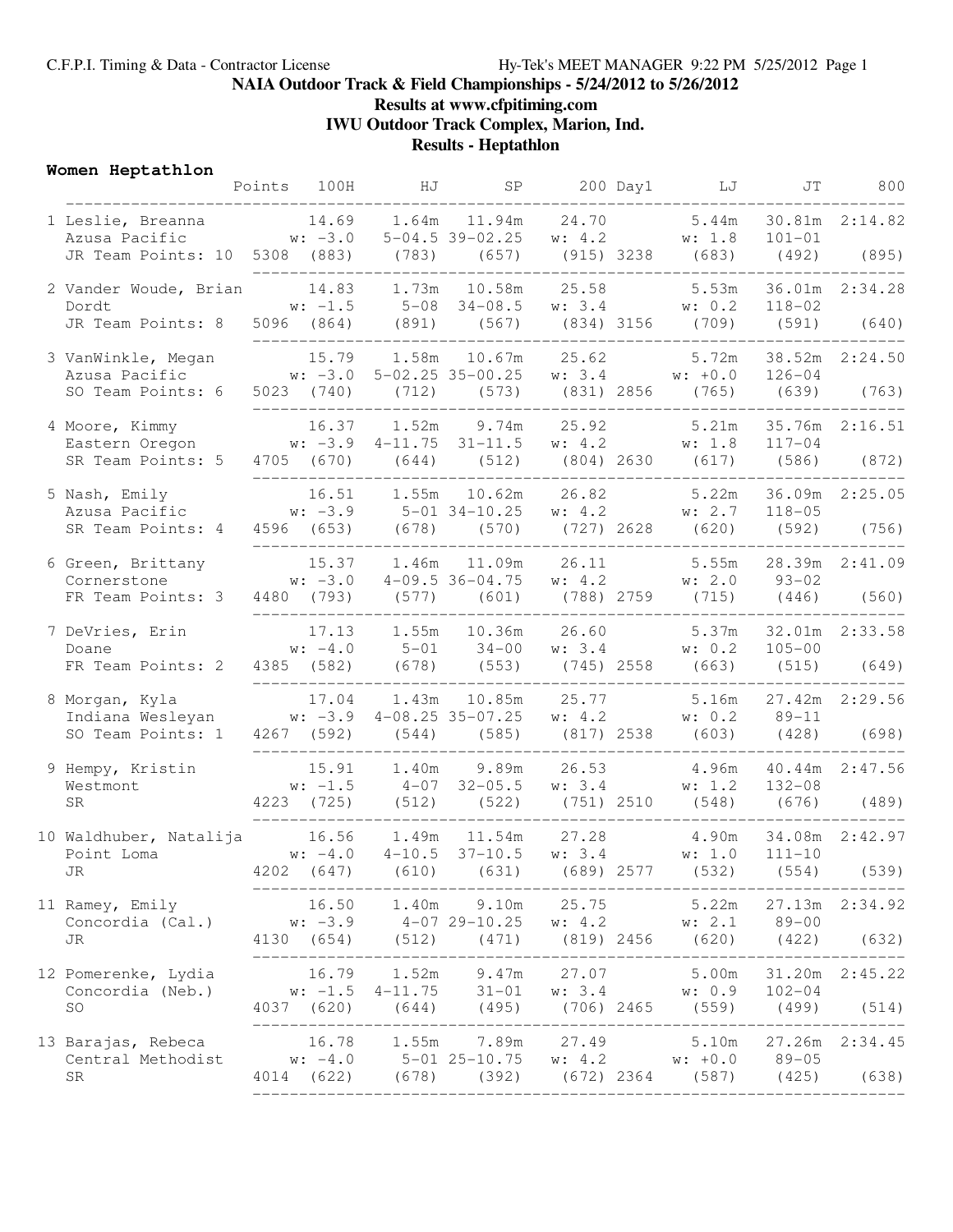# NAIA Outdoor Track & Field Championships - 5/24/2012 to 5/26/2012

## Results at www.cfpitiming.com

## IWU Outdoor Track Complex, Marion, Ind.

## Results - Heptathlon

### Women Heptathlon

| Place | Name / School / Year | Points | 100H | HJ | SP | 200 | Day1 | LJ | JT | 800 |
|---|---|---|---|---|---|---|---|---|---|---|
| 1 | Leslie, Breanna<br>Azusa Pacific<br>JR Team Points: 10 | 5308 | 14.69<br>w: -3.0<br>(883) | 1.64m<br>5-04.5<br>(783) | 11.94m<br>39-02.25<br>(657) | 24.70<br>w: 4.2<br>(915) | 3238 | 5.44m<br>w: 1.8<br>(683) | 30.81m<br>101-01<br>(492) | 2:14.82<br><br>(895) |
| 2 | Vander Woude, Brian<br>Dordt<br>JR Team Points: 8 | 5096 | 14.83<br>w: -1.5<br>(864) | 1.73m<br>5-08<br>(891) | 10.58m<br>34-08.5<br>(567) | 25.58<br>w: 3.4<br>(834) | 3156 | 5.53m<br>w: 0.2<br>(709) | 36.01m<br>118-02<br>(591) | 2:34.28<br><br>(640) |
| 3 | VanWinkle, Megan<br>Azusa Pacific<br>SO Team Points: 6 | 5023 | 15.79<br>w: -3.0<br>(740) | 1.58m<br>5-02.25<br>(712) | 10.67m<br>35-00.25<br>(573) | 25.62<br>w: 3.4<br>(831) | 2856 | 5.72m<br>w: +0.0<br>(765) | 38.52m<br>126-04<br>(639) | 2:24.50<br><br>(763) |
| 4 | Moore, Kimmy<br>Eastern Oregon<br>SR Team Points: 5 | 4705 | 16.37<br>w: -3.9<br>(670) | 1.52m<br>4-11.75<br>(644) | 9.74m<br>31-11.5<br>(512) | 25.92<br>w: 4.2<br>(804) | 2630 | 5.21m<br>w: 1.8<br>(617) | 35.76m<br>117-04<br>(586) | 2:16.51<br><br>(872) |
| 5 | Nash, Emily<br>Azusa Pacific<br>SR Team Points: 4 | 4596 | 16.51<br>w: -3.9<br>(653) | 1.55m<br>5-01<br>(678) | 10.62m<br>34-10.25<br>(570) | 26.82<br>w: 4.2<br>(727) | 2628 | 5.22m<br>w: 2.7<br>(620) | 36.09m<br>118-05<br>(592) | 2:25.05<br><br>(756) |
| 6 | Green, Brittany<br>Cornerstone<br>FR Team Points: 3 | 4480 | 15.37<br>w: -3.0<br>(793) | 1.46m<br>4-09.5<br>(577) | 11.09m<br>36-04.75<br>(601) | 26.11<br>w: 4.2<br>(788) | 2759 | 5.55m<br>w: 2.0<br>(715) | 28.39m<br>93-02<br>(446) | 2:41.09<br><br>(560) |
| 7 | DeVries, Erin<br>Doane<br>FR Team Points: 2 | 4385 | 17.13<br>w: -4.0<br>(582) | 1.55m<br>5-01<br>(678) | 10.36m<br>34-00<br>(553) | 26.60<br>w: 3.4<br>(745) | 2558 | 5.37m<br>w: 0.2<br>(663) | 32.01m<br>105-00<br>(515) | 2:33.58<br><br>(649) |
| 8 | Morgan, Kyla<br>Indiana Wesleyan<br>SO Team Points: 1 | 4267 | 17.04<br>w: -3.9<br>(592) | 1.43m<br>4-08.25<br>(544) | 10.85m<br>35-07.25<br>(585) | 25.77<br>w: 4.2<br>(817) | 2538 | 5.16m<br>w: 0.2<br>(603) | 27.42m<br>89-11<br>(428) | 2:29.56<br><br>(698) |
| 9 | Hempy, Kristin<br>Westmont<br>SR | 4223 | 15.91<br>w: -1.5<br>(725) | 1.40m<br>4-07<br>(512) | 9.89m<br>32-05.5<br>(522) | 26.53<br>w: 3.4<br>(751) | 2510 | 4.96m<br>w: 1.2<br>(548) | 40.44m<br>132-08<br>(676) | 2:47.56<br><br>(489) |
| 10 | Waldhuber, Natalija<br>Point Loma<br>JR | 4202 | 16.56<br>w: -4.0<br>(647) | 1.49m<br>4-10.5<br>(610) | 11.54m<br>37-10.5<br>(631) | 27.28<br>w: 3.4<br>(689) | 2577 | 4.90m<br>w: 1.0<br>(532) | 34.08m<br>111-10<br>(554) | 2:42.97<br><br>(539) |
| 11 | Ramey, Emily<br>Concordia (Cal.)<br>JR | 4130 | 16.50<br>w: -3.9<br>(654) | 1.40m<br>4-07<br>(512) | 9.10m<br>29-10.25<br>(471) | 25.75<br>w: 4.2<br>(819) | 2456 | 5.22m<br>w: 2.1<br>(620) | 27.13m<br>89-00<br>(422) | 2:34.92<br><br>(632) |
| 12 | Pomerenke, Lydia<br>Concordia (Neb.)<br>SO | 4037 | 16.79<br>w: -1.5<br>(620) | 1.52m<br>4-11.75<br>(644) | 9.47m<br>31-01<br>(495) | 27.07<br>w: 3.4<br>(706) | 2465 | 5.00m<br>w: 0.9<br>(559) | 31.20m<br>102-04<br>(499) | 2:45.22<br><br>(514) |
| 13 | Barajas, Rebeca<br>Central Methodist<br>SR | 4014 | 16.78<br>w: -4.0<br>(622) | 1.55m<br>5-01<br>(678) | 7.89m<br>25-10.75<br>(392) | 27.49<br>w: 4.2<br>(672) | 2364 | 5.10m<br>w: +0.0<br>(587) | 27.26m<br>89-05<br>(425) | 2:34.45<br><br>(638) |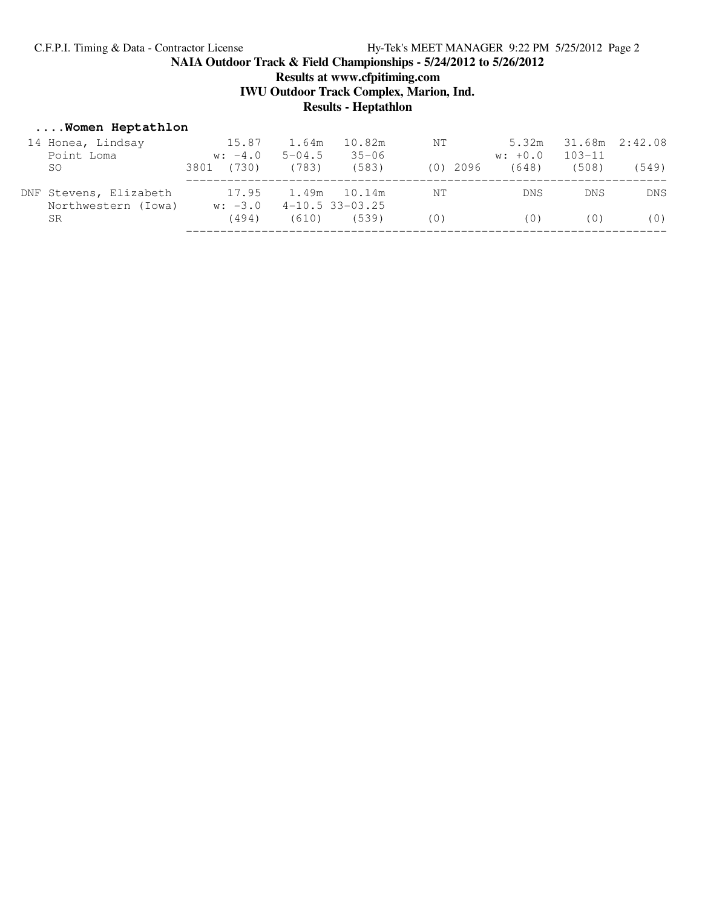NAIA Outdoor Track & Field Championships - 5/24/2012 to 5/26/2012

Results at www.cfpitiming.com

IWU Outdoor Track Complex, Marion, Ind.

Results - Heptathlon

## ....Women Heptathlon

| | | | | | | | | | | |
|---|---|---|---|---|---|---|---|---|---|---|
| 14 | Honea, Lindsay | | 15.87 | 1.64m | 10.82m | NT | | 5.32m | 31.68m | 2:42.08 |
| | Point Loma | | w: -4.0 | 5-04.5 | 35-06 | | | w: +0.0 | 103-11 | |
| | SO | 3801 | (730) | (783) | (583) | (0) | 2096 | (648) | (508) | (549) |
| DNF | Stevens, Elizabeth | | 17.95 | 1.49m | 10.14m | NT | | DNS | DNS | DNS |
| | Northwestern (Iowa) | | w: -3.0 | 4-10.5 | 33-03.25 | | | | | |
| | SR | | (494) | (610) | (539) | (0) | | (0) | (0) | (0) |